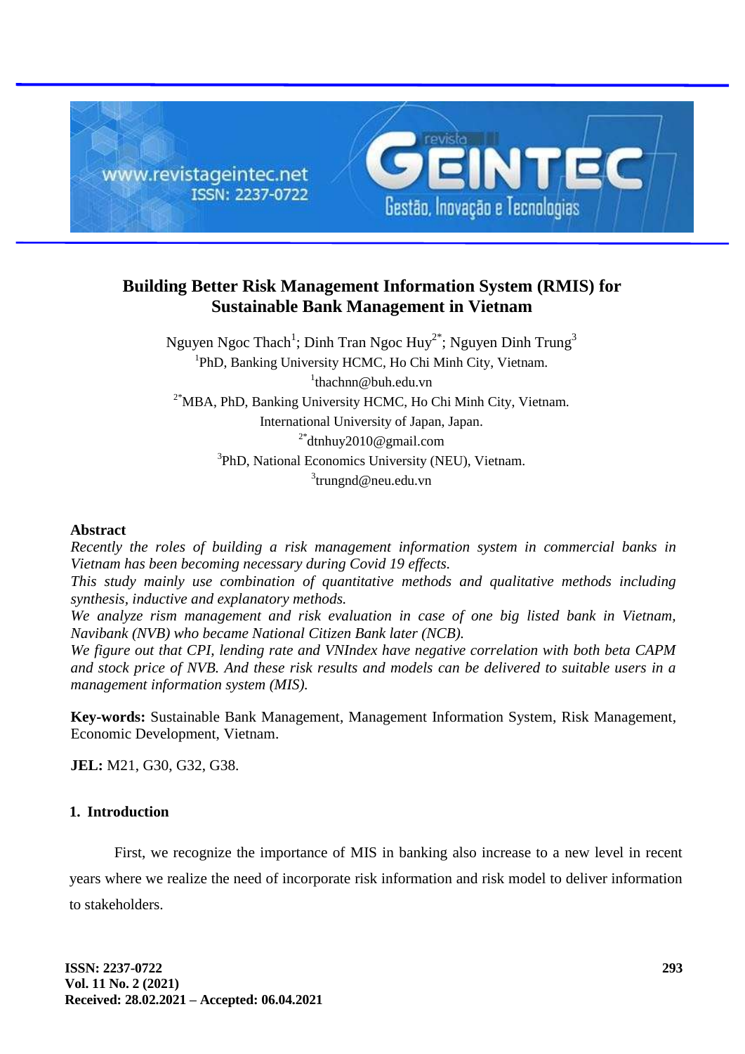# Building Better Risk Management Information System (RMIS) for Sustainable Bank Management in Vietnam

Nguyen Ngoc Thach[1]; Dinh Tran Ngoc Huy[2*]; Nguyen Dinh Trung[3]

[1]PhD, Banking University HCMC, Ho Chi Minh City, Vietnam.
[1]thachnn@buh.edu.vn

[2*]MBA, PhD, Banking University HCMC, Ho Chi Minh City, Vietnam.
International University of Japan, Japan.
[2*]dtnhuy2010@gmail.com

[3]PhD, National Economics University (NEU), Vietnam.
[3]trungnd@neu.edu.vn

## Abstract

*Recently the roles of building a risk management information system in commercial banks in Vietnam has been becoming necessary during Covid 19 effects.*

*This study mainly use combination of quantitative methods and qualitative methods including synthesis, inductive and explanatory methods.*

*We analyze risk management and risk evaluation in case of one big listed bank in Vietnam, Navibank (NVB) who became National Citizen Bank later (NCB).*

*We figure out that CPI, lending rate and VNIndex have negative correlation with both beta CAPM and stock price of NVB. And these risk results and models can be delivered to suitable users in a management information system (MIS).*

**Key-words:** Sustainable Bank Management, Management Information System, Risk Management, Economic Development, Vietnam.

**JEL:** M21, G30, G32, G38.

## 1. Introduction

First, we recognize the importance of MIS in banking also increase to a new level in recent years where we realize the need of incorporate risk information and risk model to deliver information to stakeholders.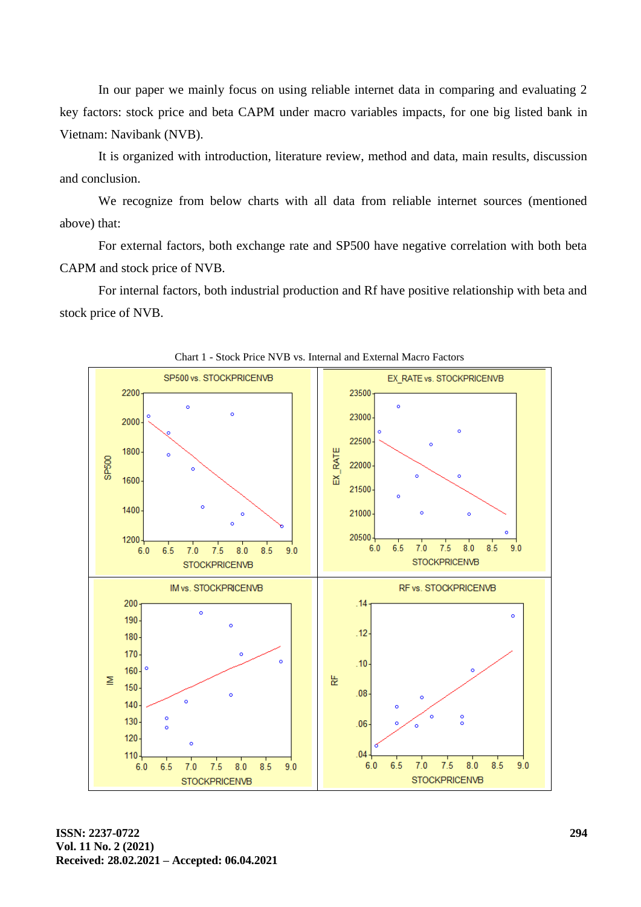In our paper we mainly focus on using reliable internet data in comparing and evaluating 2 key factors: stock price and beta CAPM under macro variables impacts, for one big listed bank in Vietnam: Navibank (NVB).

It is organized with introduction, literature review, method and data, main results, discussion and conclusion.

We recognize from below charts with all data from reliable internet sources (mentioned above) that:

For external factors, both exchange rate and SP500 have negative correlation with both beta CAPM and stock price of NVB.

For internal factors, both industrial production and Rf have positive relationship with beta and stock price of NVB.

Chart 1 - Stock Price NVB vs. Internal and External Macro Factors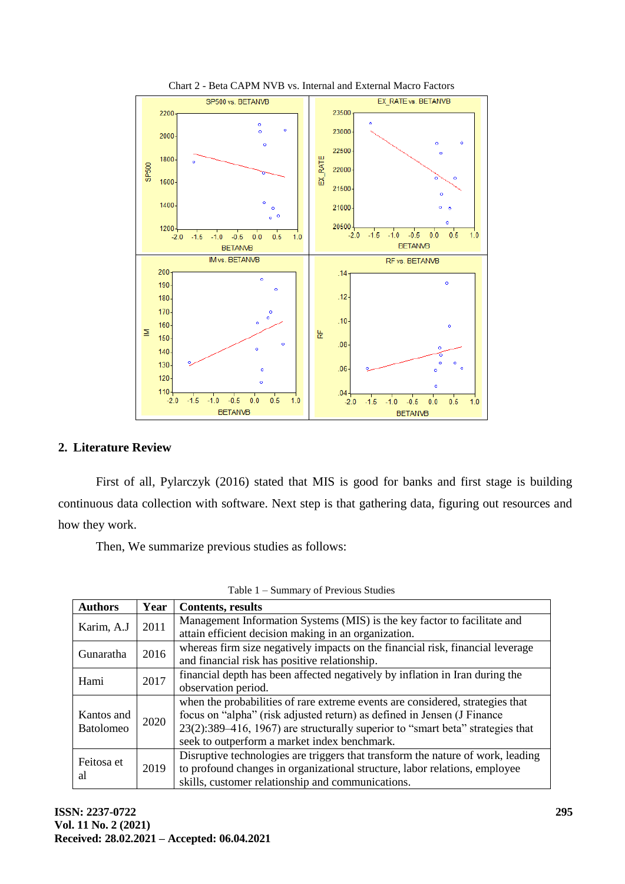Chart 2 - Beta CAPM NVB vs. Internal and External Macro Factors

## 2. Literature Review

First of all, Pylarczyk (2016) stated that MIS is good for banks and first stage is building continuous data collection with software. Next step is that gathering data, figuring out resources and how they work.

Then, We summarize previous studies as follows:

Table 1 – Summary of Previous Studies

| Authors | Year | Contents, results |
|---|---|---|
| Karim, A.J | 2011 | Management Information Systems (MIS) is the key factor to facilitate and attain efficient decision making in an organization. |
| Gunaratha | 2016 | whereas firm size negatively impacts on the financial risk, financial leverage and financial risk has positive relationship. |
| Hami | 2017 | financial depth has been affected negatively by inflation in Iran during the observation period. |
| Kantos and Batolomeo | 2020 | when the probabilities of rare extreme events are considered, strategies that focus on "alpha" (risk adjusted return) as defined in Jensen (J Finance 23(2):389–416, 1967) are structurally superior to "smart beta" strategies that seek to outperform a market index benchmark. |
| Feitosa et al | 2019 | Disruptive technologies are triggers that transform the nature of work, leading to profound changes in organizational structure, labor relations, employee skills, customer relationship and communications. |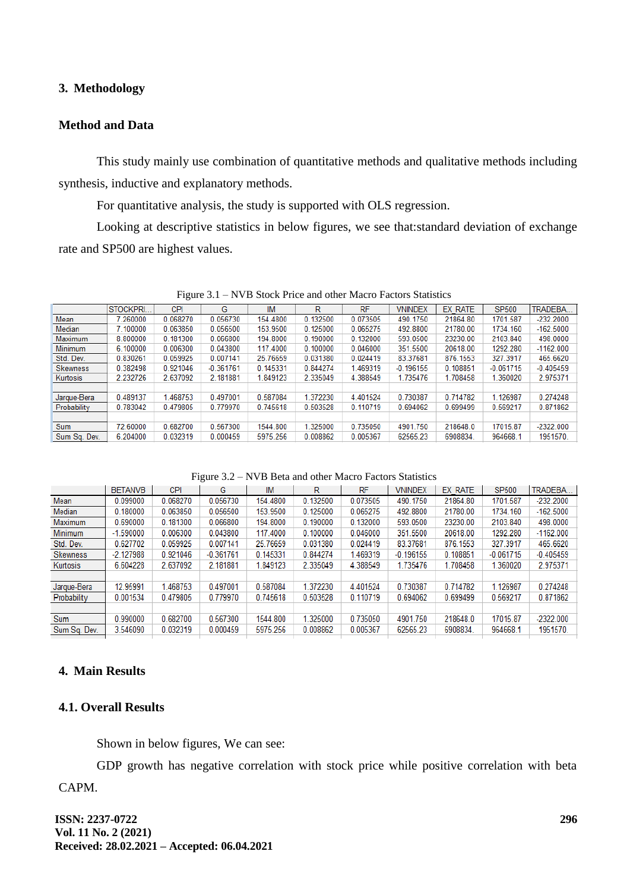## 3. Methodology

### Method and Data

This study mainly use combination of quantitative methods and qualitative methods including synthesis, inductive and explanatory methods.

For quantitative analysis, the study is supported with OLS regression.

Looking at descriptive statistics in below figures, we see that:standard deviation of exchange rate and SP500 are highest values.

Figure 3.1 – NVB Stock Price and other Macro Factors Statistics

| | STOCKPRI... | CPI | G | IM | R | RF | VNINDEX | EX_RATE | SP500 | TRADEBA... |
|---|---|---|---|---|---|---|---|---|---|---|
| Mean | 7.260000 | 0.068270 | 0.056730 | 154.4800 | 0.132500 | 0.073505 | 490.1750 | 21864.80 | 1701.587 | -232.2000 |
| Median | 7.100000 | 0.063850 | 0.056500 | 153.9500 | 0.125000 | 0.065275 | 492.8800 | 21780.00 | 1734.160 | -162.5000 |
| Maximum | 8.800000 | 0.181300 | 0.066800 | 194.8000 | 0.190000 | 0.132000 | 593.0500 | 23230.00 | 2103.840 | 498.0000 |
| Minimum | 6.100000 | 0.006300 | 0.043800 | 117.4000 | 0.100000 | 0.046000 | 351.5500 | 20618.00 | 1292.280 | -1162.000 |
| Std. Dev. | 0.830261 | 0.059925 | 0.007141 | 25.76659 | 0.031380 | 0.024419 | 83.37681 | 876.1553 | 327.3917 | 465.6620 |
| Skewness | 0.382498 | 0.921046 | -0.361761 | 0.145331 | 0.844274 | 1.469319 | -0.196155 | 0.108851 | -0.061715 | -0.405459 |
| Kurtosis | 2.232726 | 2.637092 | 2.181881 | 1.849123 | 2.335049 | 4.388549 | 1.735476 | 1.708458 | 1.360020 | 2.975371 |
| | | | | | | | | | | |
| Jarque-Bera | 0.489137 | 1.468753 | 0.497001 | 0.587084 | 1.372230 | 4.401524 | 0.730387 | 0.714782 | 1.126987 | 0.274248 |
| Probability | 0.783042 | 0.479805 | 0.779970 | 0.745618 | 0.503528 | 0.110719 | 0.694062 | 0.699499 | 0.569217 | 0.871862 |
| | | | | | | | | | | |
| Sum | 72.60000 | 0.682700 | 0.567300 | 1544.800 | 1.325000 | 0.735050 | 4901.750 | 218648.0 | 17015.87 | -2322.000 |
| Sum Sq. Dev. | 6.204000 | 0.032319 | 0.000459 | 5975.256 | 0.008862 | 0.005367 | 62565.23 | 6908834. | 964668.1 | 1951570. |

Figure 3.2 – NVB Beta and other Macro Factors Statistics

| | BETANVB | CPI | G | IM | R | RF | VNINDEX | EX_RATE | SP500 | TRADEBA... |
|---|---|---|---|---|---|---|---|---|---|---|
| Mean | 0.099000 | 0.068270 | 0.056730 | 154.4800 | 0.132500 | 0.073505 | 490.1750 | 21864.80 | 1701.587 | -232.2000 |
| Median | 0.180000 | 0.063850 | 0.056500 | 153.9500 | 0.125000 | 0.065275 | 492.8800 | 21780.00 | 1734.160 | -162.5000 |
| Maximum | 0.690000 | 0.181300 | 0.066800 | 194.8000 | 0.190000 | 0.132000 | 593.0500 | 23230.00 | 2103.840 | 498.0000 |
| Minimum | -1.590000 | 0.006300 | 0.043800 | 117.4000 | 0.100000 | 0.046000 | 351.5500 | 20618.00 | 1292.280 | -1162.000 |
| Std. Dev. | 0.627702 | 0.059925 | 0.007141 | 25.76659 | 0.031380 | 0.024419 | 83.37681 | 876.1553 | 327.3917 | 465.6620 |
| Skewness | -2.127988 | 0.921046 | -0.361761 | 0.145331 | 0.844274 | 1.469319 | -0.196155 | 0.108851 | -0.061715 | -0.405459 |
| Kurtosis | 6.604228 | 2.637092 | 2.181881 | 1.849123 | 2.335049 | 4.388549 | 1.735476 | 1.708458 | 1.360020 | 2.975371 |
| | | | | | | | | | | |
| Jarque-Bera | 12.95991 | 1.468753 | 0.497001 | 0.587084 | 1.372230 | 4.401524 | 0.730387 | 0.714782 | 1.126987 | 0.274248 |
| Probability | 0.001534 | 0.479805 | 0.779970 | 0.745618 | 0.503528 | 0.110719 | 0.694062 | 0.699499 | 0.569217 | 0.871862 |
| | | | | | | | | | | |
| Sum | 0.990000 | 0.682700 | 0.567300 | 1544.800 | 1.325000 | 0.735050 | 4901.750 | 218648.0 | 17015.87 | -2322.000 |
| Sum Sq. Dev. | 3.546090 | 0.032319 | 0.000459 | 5975.256 | 0.008862 | 0.005367 | 62565.23 | 6908834. | 964668.1 | 1951570. |

## 4. Main Results

### 4.1. Overall Results

Shown in below figures, We can see:

GDP growth has negative correlation with stock price while positive correlation with beta CAPM.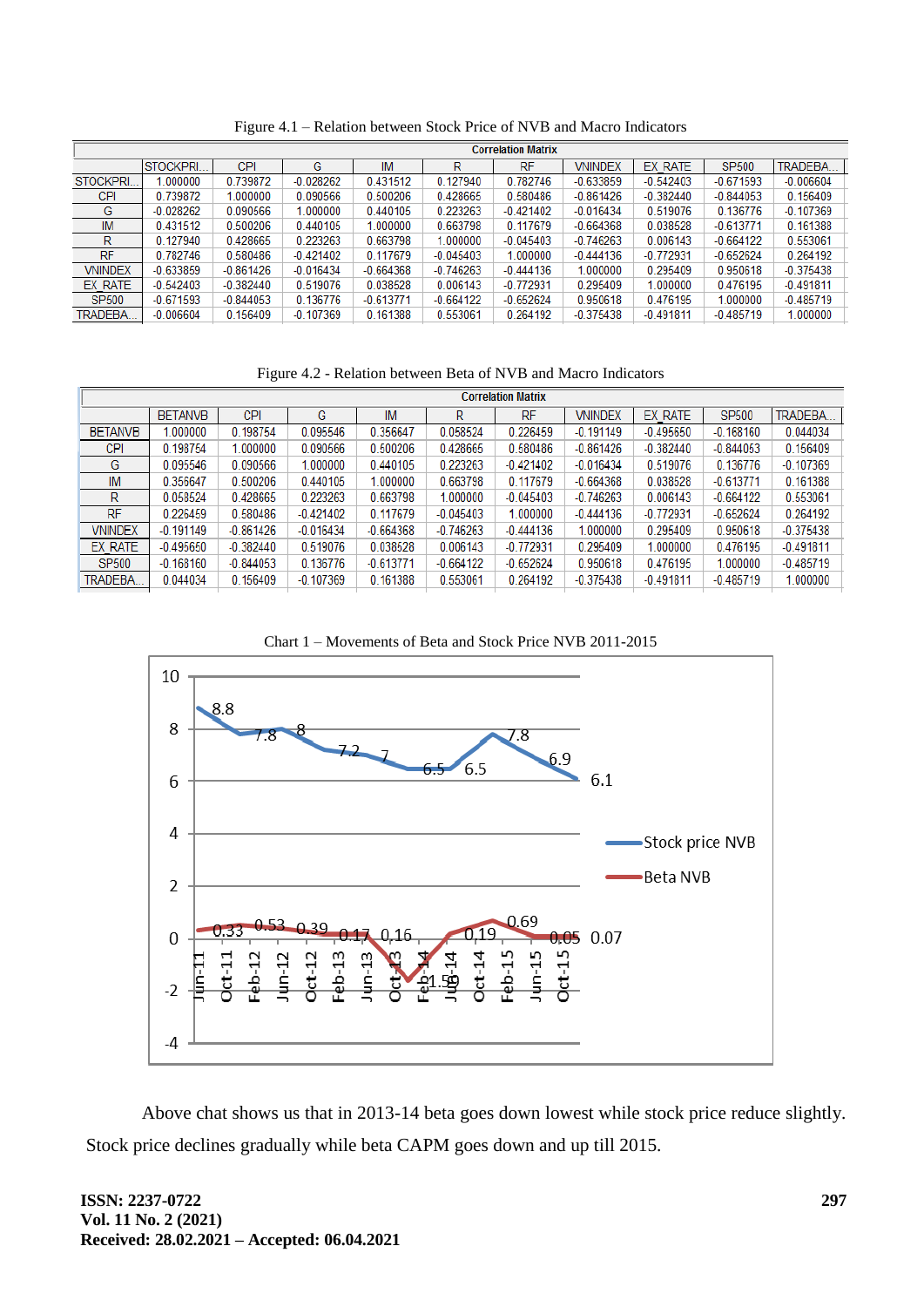Figure 4.1 – Relation between Stock Price of NVB and Macro Indicators

| Correlation Matrix | | | | | | | | | | |
|---|---|---|---|---|---|---|---|---|---|---|
| | STOCKPRI... | CPI | G | IM | R | RF | VNINDEX | EX_RATE | SP500 | TRADEBA... |
| STOCKPRI... | 1.000000 | 0.739872 | -0.028262 | 0.431512 | 0.127940 | 0.782746 | -0.633859 | -0.542403 | -0.671593 | -0.006604 |
| CPI | 0.739872 | 1.000000 | 0.090566 | 0.500206 | 0.428665 | 0.580486 | -0.861426 | -0.382440 | -0.844053 | 0.156409 |
| G | -0.028262 | 0.090566 | 1.000000 | 0.440105 | 0.223263 | -0.421402 | -0.016434 | 0.519076 | 0.136776 | -0.107369 |
| IM | 0.431512 | 0.500206 | 0.440105 | 1.000000 | 0.663798 | 0.117679 | -0.664368 | 0.038528 | -0.613771 | 0.161388 |
| R | 0.127940 | 0.428665 | 0.223263 | 0.663798 | 1.000000 | -0.045403 | -0.746263 | 0.006143 | -0.664122 | 0.553061 |
| RF | 0.782746 | 0.580486 | -0.421402 | 0.117679 | -0.045403 | 1.000000 | -0.444136 | -0.772931 | -0.652624 | 0.264192 |
| VNINDEX | -0.633859 | -0.861426 | -0.016434 | -0.664368 | -0.746263 | -0.444136 | 1.000000 | 0.295409 | 0.950618 | -0.375438 |
| EX_RATE | -0.542403 | -0.382440 | 0.519076 | 0.038528 | 0.006143 | -0.772931 | 0.295409 | 1.000000 | 0.476195 | -0.491811 |
| SP500 | -0.671593 | -0.844053 | 0.136776 | -0.613771 | -0.664122 | -0.652624 | 0.950618 | 0.476195 | 1.000000 | -0.485719 |
| TRADEBA... | -0.006604 | 0.156409 | -0.107369 | 0.161388 | 0.553061 | 0.264192 | -0.375438 | -0.491811 | -0.485719 | 1.000000 |

Figure 4.2 - Relation between Beta of NVB and Macro Indicators

| Correlation Matrix | | | | | | | | | | |
|---|---|---|---|---|---|---|---|---|---|---|
| | BETANVB | CPI | G | IM | R | RF | VNINDEX | EX_RATE | SP500 | TRADEBA... |
| BETANVB | 1.000000 | 0.198754 | 0.095546 | 0.356647 | 0.058524 | 0.226459 | -0.191149 | -0.495650 | -0.168160 | 0.044034 |
| CPI | 0.198754 | 1.000000 | 0.090566 | 0.500206 | 0.428665 | 0.580486 | -0.861426 | -0.382440 | -0.844053 | 0.156409 |
| G | 0.095546 | 0.090566 | 1.000000 | 0.440105 | 0.223263 | -0.421402 | -0.016434 | 0.519076 | 0.136776 | -0.107369 |
| IM | 0.356647 | 0.500206 | 0.440105 | 1.000000 | 0.663798 | 0.117679 | -0.664368 | 0.038528 | -0.613771 | 0.161388 |
| R | 0.058524 | 0.428665 | 0.223263 | 0.663798 | 1.000000 | -0.045403 | -0.746263 | 0.006143 | -0.664122 | 0.553061 |
| RF | 0.226459 | 0.580486 | -0.421402 | 0.117679 | -0.045403 | 1.000000 | -0.444136 | -0.772931 | -0.652624 | 0.264192 |
| VNINDEX | -0.191149 | -0.861426 | -0.016434 | -0.664368 | -0.746263 | -0.444136 | 1.000000 | 0.295409 | 0.950618 | -0.375438 |
| EX_RATE | -0.495650 | -0.382440 | 0.519076 | 0.038528 | 0.006143 | -0.772931 | 0.295409 | 1.000000 | 0.476195 | -0.491811 |
| SP500 | -0.168160 | -0.844053 | 0.136776 | -0.613771 | -0.664122 | -0.652624 | 0.950618 | 0.476195 | 1.000000 | -0.485719 |
| TRADEBA... | 0.044034 | 0.156409 | -0.107369 | 0.161388 | 0.553061 | 0.264192 | -0.375438 | -0.491811 | -0.485719 | 1.000000 |

Chart 1 – Movements of Beta and Stock Price NVB 2011-2015

Above chat shows us that in 2013-14 beta goes down lowest while stock price reduce slightly. Stock price declines gradually while beta CAPM goes down and up till 2015.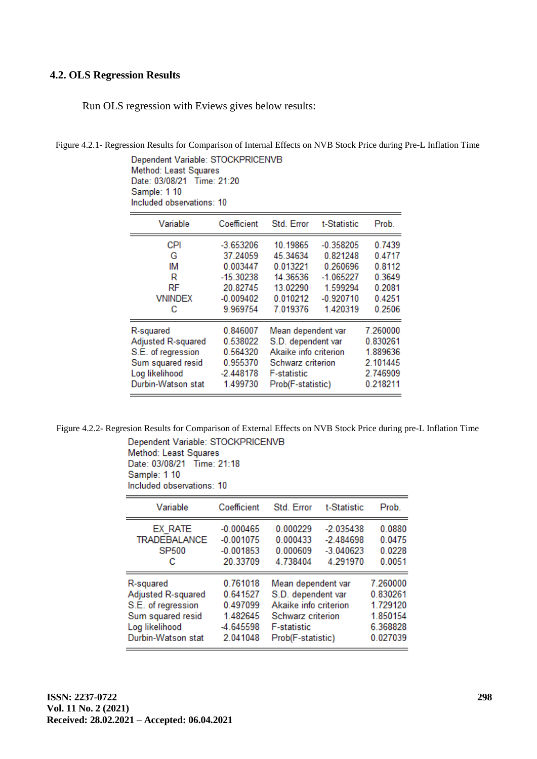### 4.2. OLS Regression Results

Run OLS regression with Eviews gives below results:

Figure 4.2.1- Regression Results for Comparison of Internal Effects on NVB Stock Price during Pre-L Inflation Time

Dependent Variable: STOCKPRICENVB
Method: Least Squares
Date: 03/08/21 Time: 21:20
Sample: 1 10
Included observations: 10

| Variable | Coefficient | Std. Error | t-Statistic | Prob. |
|---|---|---|---|---|
| CPI | -3.653206 | 10.19865 | -0.358205 | 0.7439 |
| G | 37.24059 | 45.34634 | 0.821248 | 0.4717 |
| IM | 0.003447 | 0.013221 | 0.260696 | 0.8112 |
| R | -15.30238 | 14.36536 | -1.065227 | 0.3649 |
| RF | 20.82745 | 13.02290 | 1.599294 | 0.2081 |
| VNINDEX | -0.009402 | 0.010212 | -0.920710 | 0.4251 |
| C | 9.969754 | 7.019376 | 1.420319 | 0.2506 |

| | | | |
|---|---|---|---|
| R-squared | 0.846007 | Mean dependent var | 7.260000 |
| Adjusted R-squared | 0.538022 | S.D. dependent var | 0.830261 |
| S.E. of regression | 0.564320 | Akaike info criterion | 1.889636 |
| Sum squared resid | 0.955370 | Schwarz criterion | 2.101445 |
| Log likelihood | -2.448178 | F-statistic | 2.746909 |
| Durbin-Watson stat | 1.499730 | Prob(F-statistic) | 0.218211 |

Figure 4.2.2- Regresion Results for Comparison of External Effects on NVB Stock Price during pre-L Inflation Time

Dependent Variable: STOCKPRICENVB
Method: Least Squares
Date: 03/08/21 Time: 21:18
Sample: 1 10
Included observations: 10

| Variable | Coefficient | Std. Error | t-Statistic | Prob. |
|---|---|---|---|---|
| EX_RATE | -0.000465 | 0.000229 | -2.035438 | 0.0880 |
| TRADEBALANCE | -0.001075 | 0.000433 | -2.484698 | 0.0475 |
| SP500 | -0.001853 | 0.000609 | -3.040623 | 0.0228 |
| C | 20.33709 | 4.738404 | 4.291970 | 0.0051 |

| | | | |
|---|---|---|---|
| R-squared | 0.761018 | Mean dependent var | 7.260000 |
| Adjusted R-squared | 0.641527 | S.D. dependent var | 0.830261 |
| S.E. of regression | 0.497099 | Akaike info criterion | 1.729120 |
| Sum squared resid | 1.482645 | Schwarz criterion | 1.850154 |
| Log likelihood | -4.645598 | F-statistic | 6.368828 |
| Durbin-Watson stat | 2.041048 | Prob(F-statistic) | 0.027039 |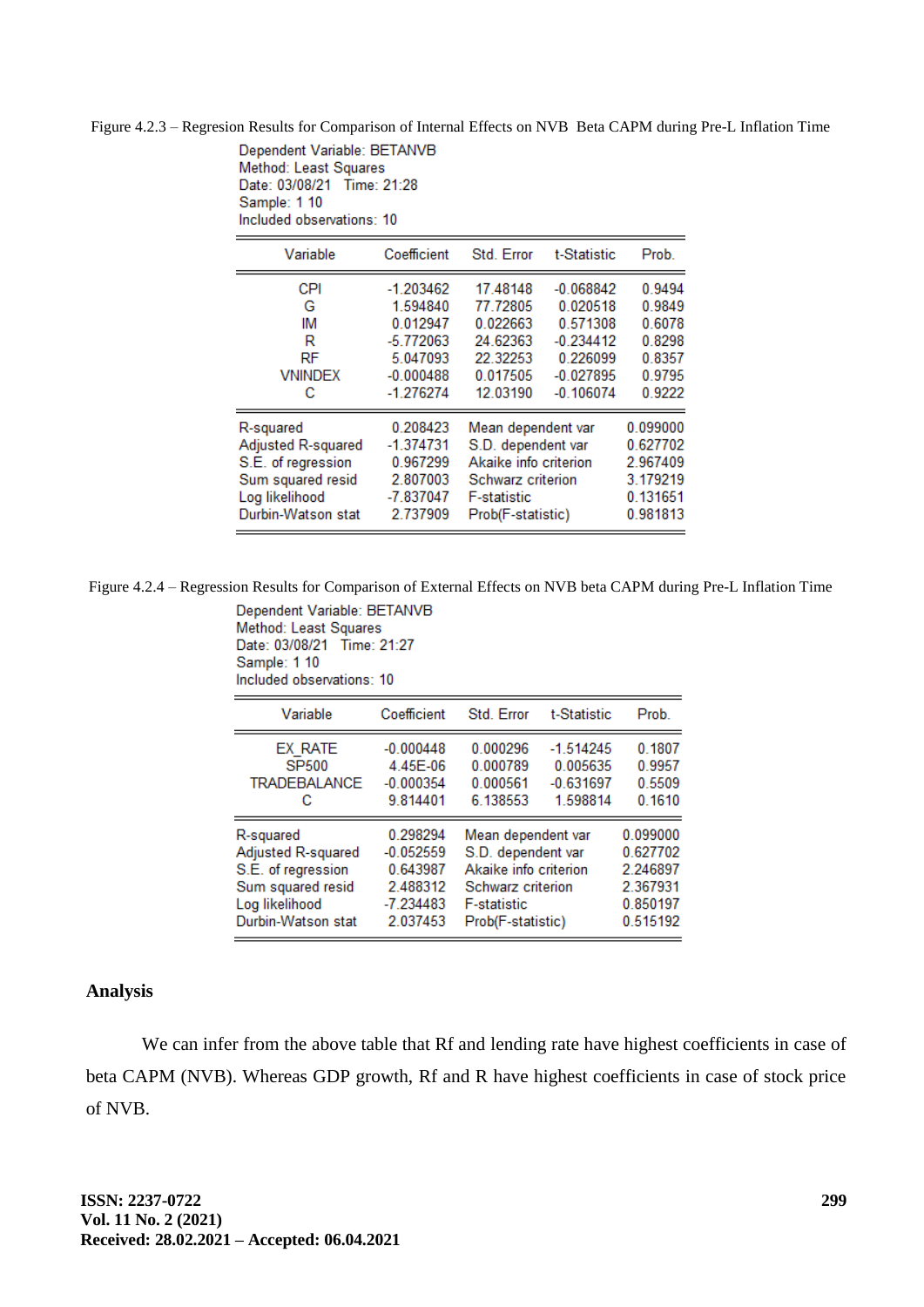Figure 4.2.3 – Regresion Results for Comparison of Internal Effects on NVB Beta CAPM during Pre-L Inflation Time

Dependent Variable: BETANVB
Method: Least Squares
Date: 03/08/21 Time: 21:28
Sample: 1 10
Included observations: 10

| Variable | Coefficient | Std. Error | t-Statistic | Prob. |
|---|---|---|---|---|
| CPI | -1.203462 | 17.48148 | -0.068842 | 0.9494 |
| G | 1.594840 | 77.72805 | 0.020518 | 0.9849 |
| IM | 0.012947 | 0.022663 | 0.571308 | 0.6078 |
| R | -5.772063 | 24.62363 | -0.234412 | 0.8298 |
| RF | 5.047093 | 22.32253 | 0.226099 | 0.8357 |
| VNINDEX | -0.000488 | 0.017505 | -0.027895 | 0.9795 |
| C | -1.276274 | 12.03190 | -0.106074 | 0.9222 |

| | | | |
|---|---|---|---|
| R-squared | 0.208423 | Mean dependent var | 0.099000 |
| Adjusted R-squared | -1.374731 | S.D. dependent var | 0.627702 |
| S.E. of regression | 0.967299 | Akaike info criterion | 2.967409 |
| Sum squared resid | 2.807003 | Schwarz criterion | 3.179219 |
| Log likelihood | -7.837047 | F-statistic | 0.131651 |
| Durbin-Watson stat | 2.737909 | Prob(F-statistic) | 0.981813 |

Figure 4.2.4 – Regression Results for Comparison of External Effects on NVB beta CAPM during Pre-L Inflation Time

Dependent Variable: BETANVB
Method: Least Squares
Date: 03/08/21 Time: 21:27
Sample: 1 10
Included observations: 10

| Variable | Coefficient | Std. Error | t-Statistic | Prob. |
|---|---|---|---|---|
| EX_RATE | -0.000448 | 0.000296 | -1.514245 | 0.1807 |
| SP500 | 4.45E-06 | 0.000789 | 0.005635 | 0.9957 |
| TRADEBALANCE | -0.000354 | 0.000561 | -0.631697 | 0.5509 |
| C | 9.814401 | 6.138553 | 1.598814 | 0.1610 |

| | | | |
|---|---|---|---|
| R-squared | 0.298294 | Mean dependent var | 0.099000 |
| Adjusted R-squared | -0.052559 | S.D. dependent var | 0.627702 |
| S.E. of regression | 0.643987 | Akaike info criterion | 2.246897 |
| Sum squared resid | 2.488312 | Schwarz criterion | 2.367931 |
| Log likelihood | -7.234483 | F-statistic | 0.850197 |
| Durbin-Watson stat | 2.037453 | Prob(F-statistic) | 0.515192 |

**Analysis**

We can infer from the above table that Rf and lending rate have highest coefficients in case of beta CAPM (NVB). Whereas GDP growth, Rf and R have highest coefficients in case of stock price of NVB.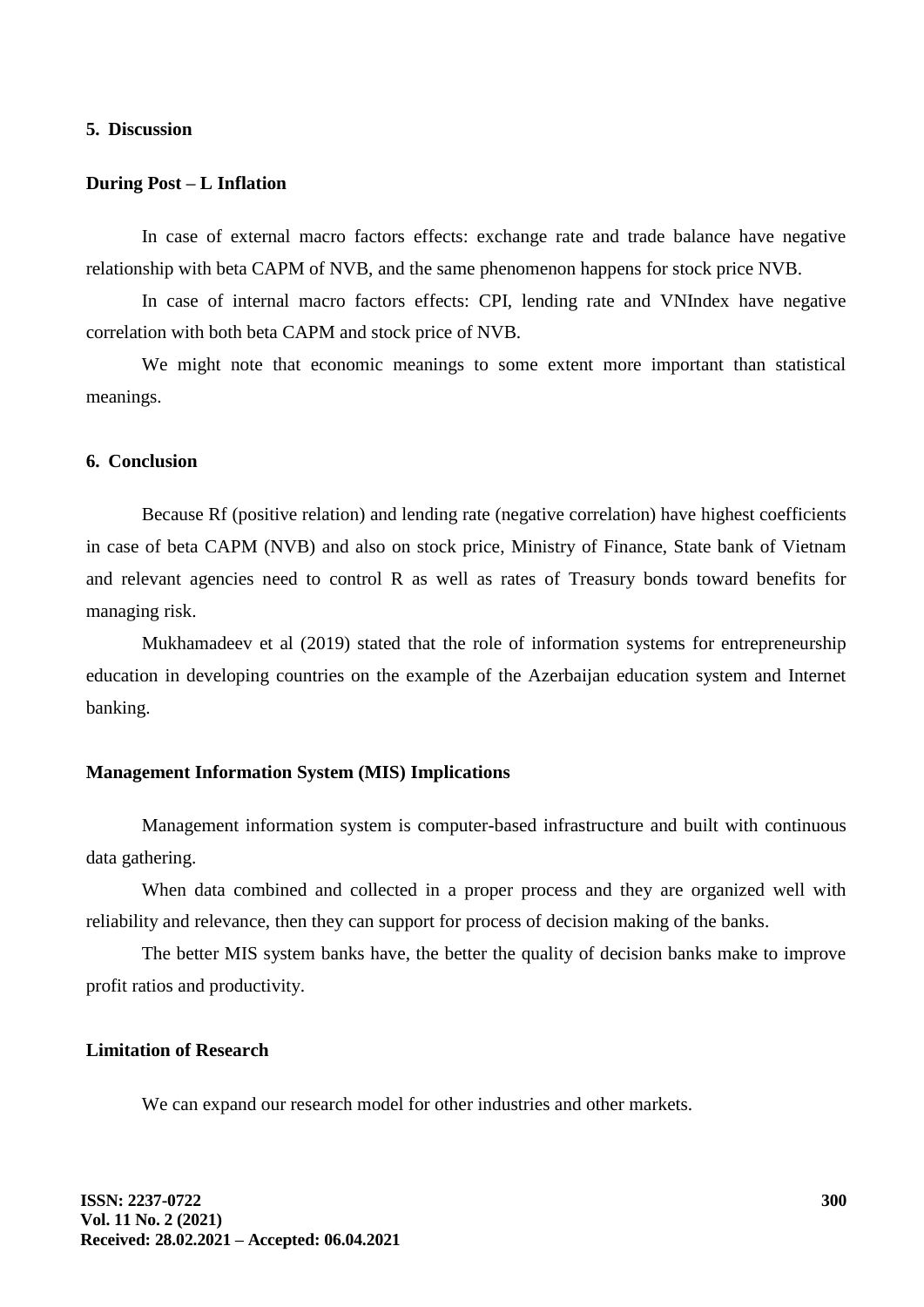## 5. Discussion

### During Post – L Inflation

In case of external macro factors effects: exchange rate and trade balance have negative relationship with beta CAPM of NVB, and the same phenomenon happens for stock price NVB.

In case of internal macro factors effects: CPI, lending rate and VNIndex have negative correlation with both beta CAPM and stock price of NVB.

We might note that economic meanings to some extent more important than statistical meanings.

## 6. Conclusion

Because Rf (positive relation) and lending rate (negative correlation) have highest coefficients in case of beta CAPM (NVB) and also on stock price, Ministry of Finance, State bank of Vietnam and relevant agencies need to control R as well as rates of Treasury bonds toward benefits for managing risk.

Mukhamadeev et al (2019) stated that the role of information systems for entrepreneurship education in developing countries on the example of the Azerbaijan education system and Internet banking.

### Management Information System (MIS) Implications

Management information system is computer-based infrastructure and built with continuous data gathering.

When data combined and collected in a proper process and they are organized well with reliability and relevance, then they can support for process of decision making of the banks.

The better MIS system banks have, the better the quality of decision banks make to improve profit ratios and productivity.

### Limitation of Research

We can expand our research model for other industries and other markets.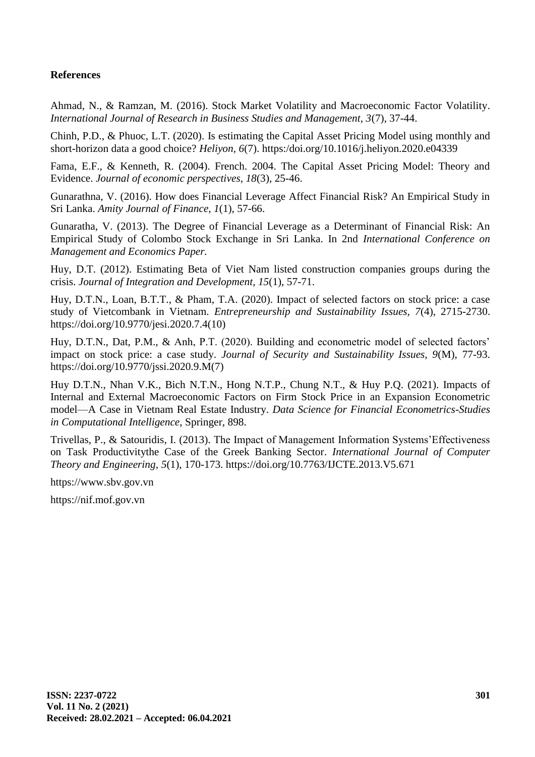**References**

Ahmad, N., & Ramzan, M. (2016). Stock Market Volatility and Macroeconomic Factor Volatility. *International Journal of Research in Business Studies and Management*, *3*(7), 37-44.

Chinh, P.D., & Phuoc, L.T. (2020). Is estimating the Capital Asset Pricing Model using monthly and short-horizon data a good choice? *Heliyon, 6*(7). https:/doi.org/10.1016/j.heliyon.2020.e04339

Fama, E.F., & Kenneth, R. (2004). French. 2004. The Capital Asset Pricing Model: Theory and Evidence. *Journal of economic perspectives, 18*(3), 25-46.

Gunarathna, V. (2016). How does Financial Leverage Affect Financial Risk? An Empirical Study in Sri Lanka. *Amity Journal of Finance, 1*(1), 57-66.

Gunaratha, V. (2013). The Degree of Financial Leverage as a Determinant of Financial Risk: An Empirical Study of Colombo Stock Exchange in Sri Lanka. In 2nd *International Conference on Management and Economics Paper.*

Huy, D.T. (2012). Estimating Beta of Viet Nam listed construction companies groups during the crisis. *Journal of Integration and Development, 15*(1), 57-71.

Huy, D.T.N., Loan, B.T.T., & Pham, T.A. (2020). Impact of selected factors on stock price: a case study of Vietcombank in Vietnam. *Entrepreneurship and Sustainability Issues, 7*(4), 2715-2730. https://doi.org/10.9770/jesi.2020.7.4(10)

Huy, D.T.N., Dat, P.M., & Anh, P.T. (2020). Building and econometric model of selected factors' impact on stock price: a case study. *Journal of Security and Sustainability Issues, 9*(M), 77-93. https://doi.org/10.9770/jssi.2020.9.M(7)

Huy D.T.N., Nhan V.K., Bich N.T.N., Hong N.T.P., Chung N.T., & Huy P.Q. (2021). Impacts of Internal and External Macroeconomic Factors on Firm Stock Price in an Expansion Econometric model—A Case in Vietnam Real Estate Industry. *Data Science for Financial Econometrics-Studies in Computational Intelligence*, Springer, 898.

Trivellas, P., & Satouridis, I. (2013). The Impact of Management Information Systems'Effectiveness on Task Productivitythe Case of the Greek Banking Sector. *International Journal of Computer Theory and Engineering, 5*(1), 170-173. https://doi.org/10.7763/IJCTE.2013.V5.671

https://www.sbv.gov.vn

https://nif.mof.gov.vn